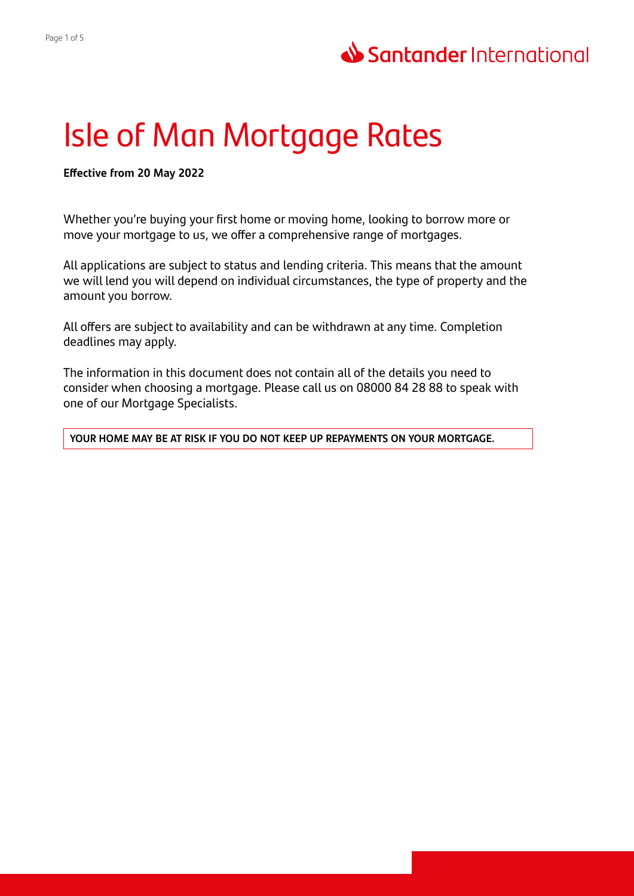# Isle of Man Mortgage Rates

**Effective from 20 May 2022**

Whether you're buying your first home or moving home, looking to borrow more or move your mortgage to us, we offer a comprehensive range of mortgages.

All applications are subject to status and lending criteria. This means that the amount we will lend you will depend on individual circumstances, the type of property and the amount you borrow.

All offers are subject to availability and can be withdrawn at any time. Completion deadlines may apply.

The information in this document does not contain all of the details you need to consider when choosing a mortgage. Please call us on 08000 84 28 88 to speak with one of our Mortgage Specialists.

**YOUR HOME MAY BE AT RISK IF YOU DO NOT KEEP UP REPAYMENTS ON YOUR MORTGAGE.**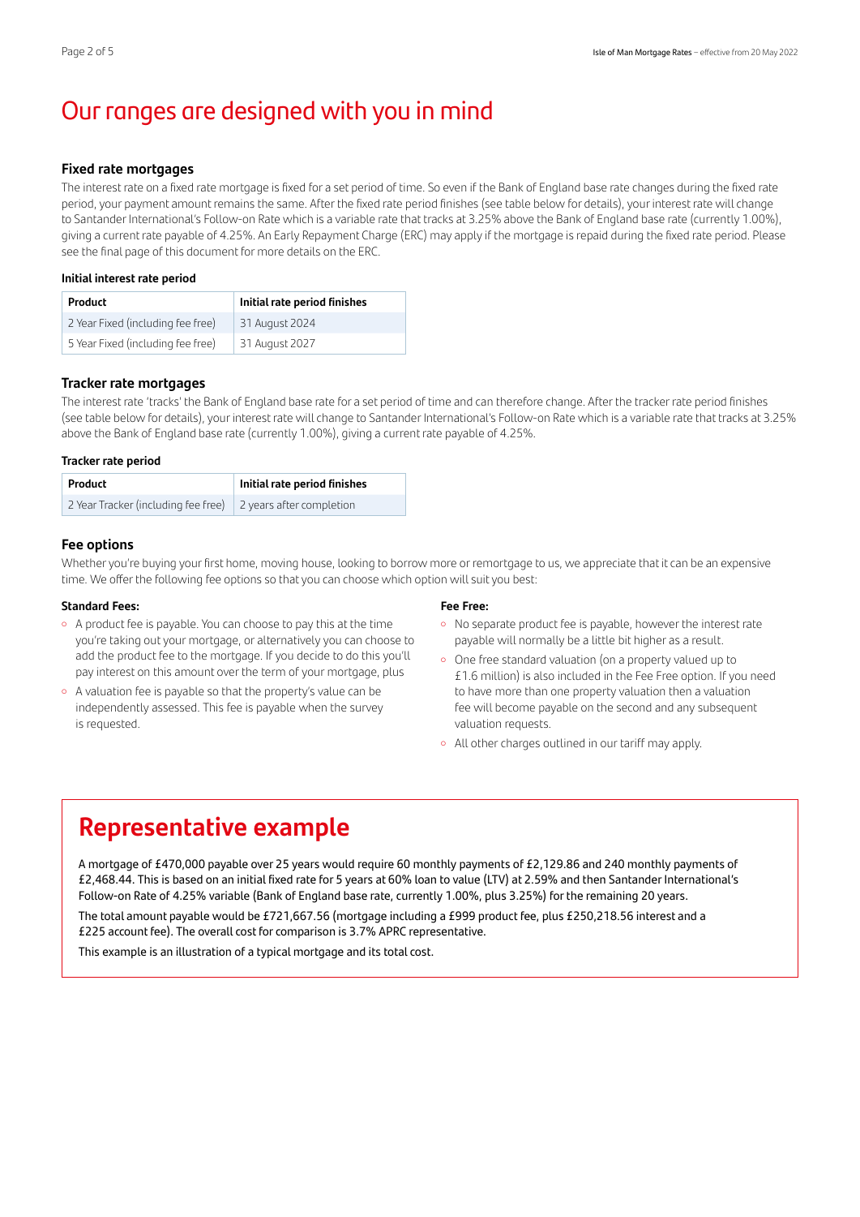# Our ranges are designed with you in mind

### Fixed rate mortgages

The interest rate on a fixed rate mortgage is fixed for a set period of time. So even if the Bank of England base rate changes during the fixed rate period, your payment amount remains the same. After the fixed rate period finishes (see table below for details), your interest rate will change to Santander International's Follow-on Rate which is a variable rate that tracks at 3.25% above the Bank of England base rate (currently 1.00%), giving a current rate payable of 4.25%. An Early Repayment Charge (ERC) may apply if the mortgage is repaid during the fixed rate period. Please see the final page of this document for more details on the ERC.

**Initial interest rate period**

| Product | Initial rate period finishes |
|---|---|
| 2 Year Fixed (including fee free) | 31 August 2024 |
| 5 Year Fixed (including fee free) | 31 August 2027 |

### Tracker rate mortgages

The interest rate 'tracks' the Bank of England base rate for a set period of time and can therefore change. After the tracker rate period finishes (see table below for details), your interest rate will change to Santander International's Follow-on Rate which is a variable rate that tracks at 3.25% above the Bank of England base rate (currently 1.00%), giving a current rate payable of 4.25%.

**Tracker rate period**

| Product | Initial rate period finishes |
|---|---|
| 2 Year Tracker (including fee free) | 2 years after completion |

### Fee options

Whether you're buying your first home, moving house, looking to borrow more or remortgage to us, we appreciate that it can be an expensive time. We offer the following fee options so that you can choose which option will suit you best:

**Standard Fees:**

- A product fee is payable. You can choose to pay this at the time you're taking out your mortgage, or alternatively you can choose to add the product fee to the mortgage. If you decide to do this you'll pay interest on this amount over the term of your mortgage, plus
- A valuation fee is payable so that the property's value can be independently assessed. This fee is payable when the survey is requested.

**Fee Free:**

- No separate product fee is payable, however the interest rate payable will normally be a little bit higher as a result.
- One free standard valuation (on a property valued up to £1.6 million) is also included in the Fee Free option. If you need to have more than one property valuation then a valuation fee will become payable on the second and any subsequent valuation requests.
- All other charges outlined in our tariff may apply.

## Representative example

A mortgage of £470,000 payable over 25 years would require 60 monthly payments of £2,129.86 and 240 monthly payments of £2,468.44. This is based on an initial fixed rate for 5 years at 60% loan to value (LTV) at 2.59% and then Santander International's Follow-on Rate of 4.25% variable (Bank of England base rate, currently 1.00%, plus 3.25%) for the remaining 20 years.

The total amount payable would be £721,667.56 (mortgage including a £999 product fee, plus £250,218.56 interest and a £225 account fee). The overall cost for comparison is 3.7% APRC representative.

This example is an illustration of a typical mortgage and its total cost.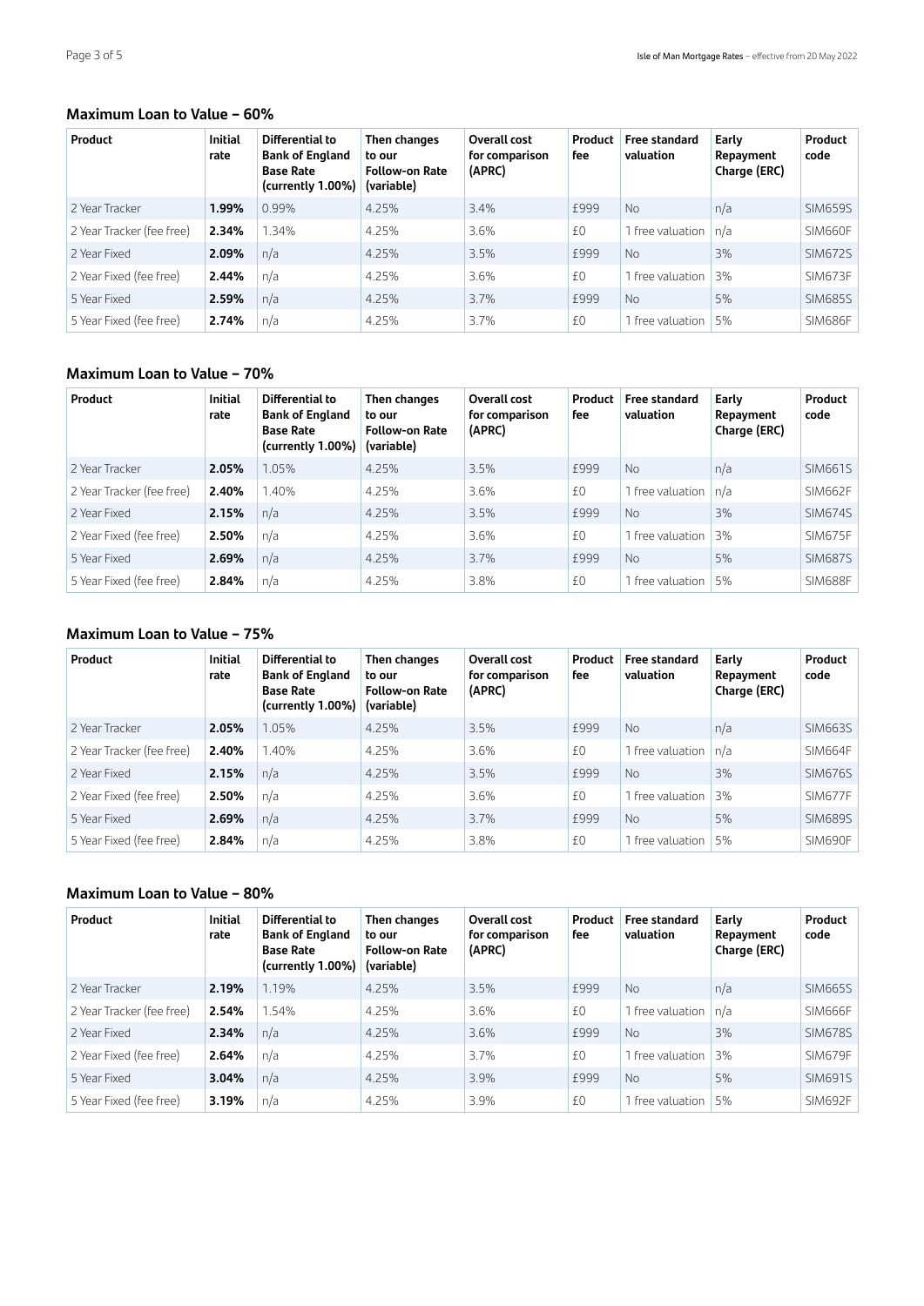## Maximum Loan to Value – 60%

| Product | Initial rate | Differential to Bank of England Base Rate (currently 1.00%) | Then changes to our Follow-on Rate (variable) | Overall cost for comparison (APRC) | Product fee | Free standard valuation | Early Repayment Charge (ERC) | Product code |
|---|---|---|---|---|---|---|---|---|
| 2 Year Tracker | **1.99%** | 0.99% | 4.25% | 3.4% | £999 | No | n/a | SIM659S |
| 2 Year Tracker (fee free) | **2.34%** | 1.34% | 4.25% | 3.6% | £0 | 1 free valuation | n/a | SIM660F |
| 2 Year Fixed | **2.09%** | n/a | 4.25% | 3.5% | £999 | No | 3% | SIM672S |
| 2 Year Fixed (fee free) | **2.44%** | n/a | 4.25% | 3.6% | £0 | 1 free valuation | 3% | SIM673F |
| 5 Year Fixed | **2.59%** | n/a | 4.25% | 3.7% | £999 | No | 5% | SIM685S |
| 5 Year Fixed (fee free) | **2.74%** | n/a | 4.25% | 3.7% | £0 | 1 free valuation | 5% | SIM686F |

## Maximum Loan to Value – 70%

| Product | Initial rate | Differential to Bank of England Base Rate (currently 1.00%) | Then changes to our Follow-on Rate (variable) | Overall cost for comparison (APRC) | Product fee | Free standard valuation | Early Repayment Charge (ERC) | Product code |
|---|---|---|---|---|---|---|---|---|
| 2 Year Tracker | **2.05%** | 1.05% | 4.25% | 3.5% | £999 | No | n/a | SIM661S |
| 2 Year Tracker (fee free) | **2.40%** | 1.40% | 4.25% | 3.6% | £0 | 1 free valuation | n/a | SIM662F |
| 2 Year Fixed | **2.15%** | n/a | 4.25% | 3.5% | £999 | No | 3% | SIM674S |
| 2 Year Fixed (fee free) | **2.50%** | n/a | 4.25% | 3.6% | £0 | 1 free valuation | 3% | SIM675F |
| 5 Year Fixed | **2.69%** | n/a | 4.25% | 3.7% | £999 | No | 5% | SIM687S |
| 5 Year Fixed (fee free) | **2.84%** | n/a | 4.25% | 3.8% | £0 | 1 free valuation | 5% | SIM688F |

## Maximum Loan to Value – 75%

| Product | Initial rate | Differential to Bank of England Base Rate (currently 1.00%) | Then changes to our Follow-on Rate (variable) | Overall cost for comparison (APRC) | Product fee | Free standard valuation | Early Repayment Charge (ERC) | Product code |
|---|---|---|---|---|---|---|---|---|
| 2 Year Tracker | **2.05%** | 1.05% | 4.25% | 3.5% | £999 | No | n/a | SIM663S |
| 2 Year Tracker (fee free) | **2.40%** | 1.40% | 4.25% | 3.6% | £0 | 1 free valuation | n/a | SIM664F |
| 2 Year Fixed | **2.15%** | n/a | 4.25% | 3.5% | £999 | No | 3% | SIM676S |
| 2 Year Fixed (fee free) | **2.50%** | n/a | 4.25% | 3.6% | £0 | 1 free valuation | 3% | SIM677F |
| 5 Year Fixed | **2.69%** | n/a | 4.25% | 3.7% | £999 | No | 5% | SIM689S |
| 5 Year Fixed (fee free) | **2.84%** | n/a | 4.25% | 3.8% | £0 | 1 free valuation | 5% | SIM690F |

## Maximum Loan to Value – 80%

| Product | Initial rate | Differential to Bank of England Base Rate (currently 1.00%) | Then changes to our Follow-on Rate (variable) | Overall cost for comparison (APRC) | Product fee | Free standard valuation | Early Repayment Charge (ERC) | Product code |
|---|---|---|---|---|---|---|---|---|
| 2 Year Tracker | **2.19%** | 1.19% | 4.25% | 3.5% | £999 | No | n/a | SIM665S |
| 2 Year Tracker (fee free) | **2.54%** | 1.54% | 4.25% | 3.6% | £0 | 1 free valuation | n/a | SIM666F |
| 2 Year Fixed | **2.34%** | n/a | 4.25% | 3.6% | £999 | No | 3% | SIM678S |
| 2 Year Fixed (fee free) | **2.64%** | n/a | 4.25% | 3.7% | £0 | 1 free valuation | 3% | SIM679F |
| 5 Year Fixed | **3.04%** | n/a | 4.25% | 3.9% | £999 | No | 5% | SIM691S |
| 5 Year Fixed (fee free) | **3.19%** | n/a | 4.25% | 3.9% | £0 | 1 free valuation | 5% | SIM692F |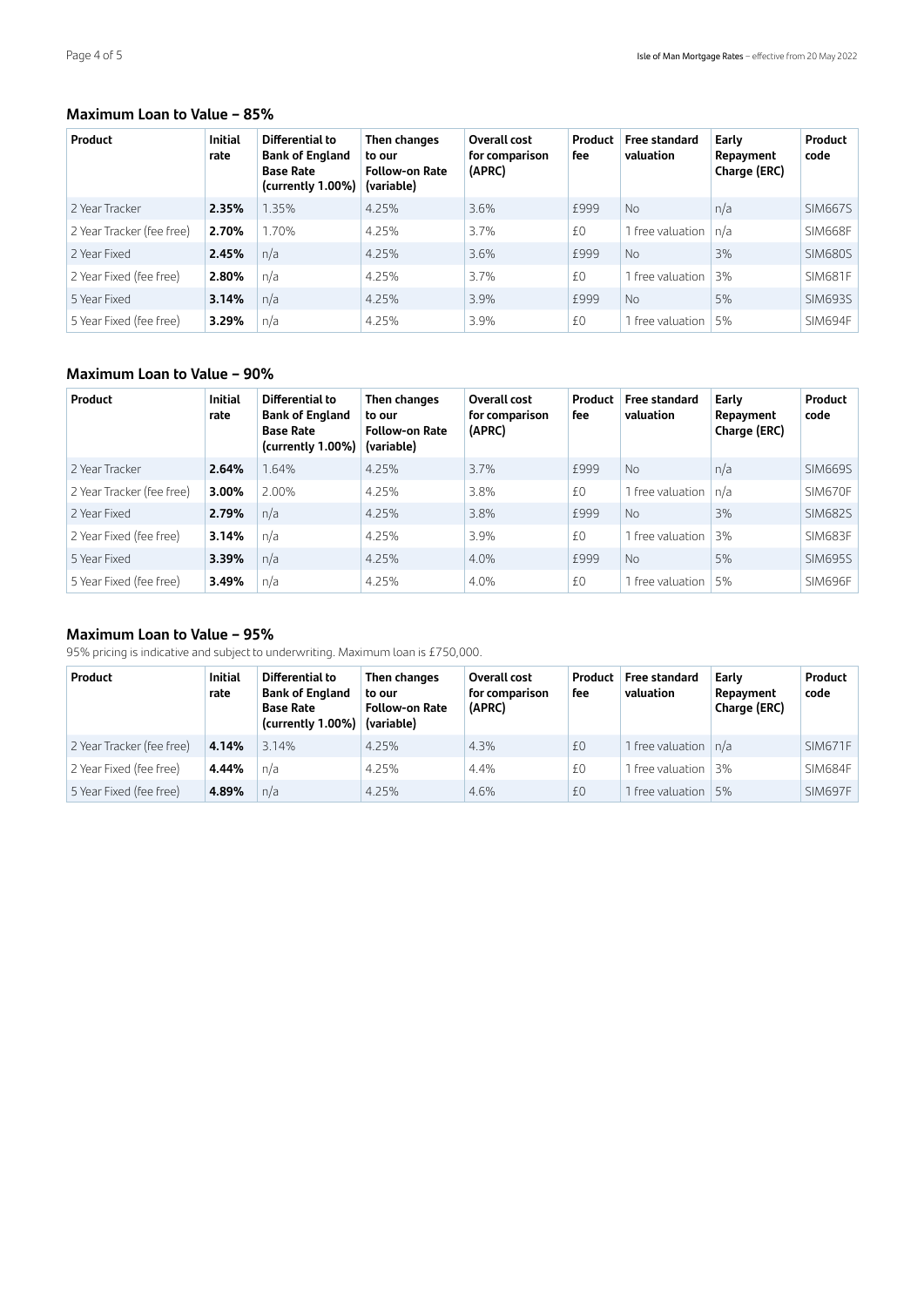## Maximum Loan to Value – 85%

| Product | Initial rate | Differential to Bank of England Base Rate (currently 1.00%) | Then changes to our Follow-on Rate (variable) | Overall cost for comparison (APRC) | Product fee | Free standard valuation | Early Repayment Charge (ERC) | Product code |
|---|---|---|---|---|---|---|---|---|
| 2 Year Tracker | **2.35%** | 1.35% | 4.25% | 3.6% | £999 | No | n/a | SIM667S |
| 2 Year Tracker (fee free) | **2.70%** | 1.70% | 4.25% | 3.7% | £0 | 1 free valuation | n/a | SIM668F |
| 2 Year Fixed | **2.45%** | n/a | 4.25% | 3.6% | £999 | No | 3% | SIM680S |
| 2 Year Fixed (fee free) | **2.80%** | n/a | 4.25% | 3.7% | £0 | 1 free valuation | 3% | SIM681F |
| 5 Year Fixed | **3.14%** | n/a | 4.25% | 3.9% | £999 | No | 5% | SIM693S |
| 5 Year Fixed (fee free) | **3.29%** | n/a | 4.25% | 3.9% | £0 | 1 free valuation | 5% | SIM694F |

## Maximum Loan to Value – 90%

| Product | Initial rate | Differential to Bank of England Base Rate (currently 1.00%) | Then changes to our Follow-on Rate (variable) | Overall cost for comparison (APRC) | Product fee | Free standard valuation | Early Repayment Charge (ERC) | Product code |
|---|---|---|---|---|---|---|---|---|
| 2 Year Tracker | **2.64%** | 1.64% | 4.25% | 3.7% | £999 | No | n/a | SIM669S |
| 2 Year Tracker (fee free) | **3.00%** | 2.00% | 4.25% | 3.8% | £0 | 1 free valuation | n/a | SIM670F |
| 2 Year Fixed | **2.79%** | n/a | 4.25% | 3.8% | £999 | No | 3% | SIM682S |
| 2 Year Fixed (fee free) | **3.14%** | n/a | 4.25% | 3.9% | £0 | 1 free valuation | 3% | SIM683F |
| 5 Year Fixed | **3.39%** | n/a | 4.25% | 4.0% | £999 | No | 5% | SIM695S |
| 5 Year Fixed (fee free) | **3.49%** | n/a | 4.25% | 4.0% | £0 | 1 free valuation | 5% | SIM696F |

## Maximum Loan to Value – 95%

95% pricing is indicative and subject to underwriting. Maximum loan is £750,000.

| Product | Initial rate | Differential to Bank of England Base Rate (currently 1.00%) | Then changes to our Follow-on Rate (variable) | Overall cost for comparison (APRC) | Product fee | Free standard valuation | Early Repayment Charge (ERC) | Product code |
|---|---|---|---|---|---|---|---|---|
| 2 Year Tracker (fee free) | **4.14%** | 3.14% | 4.25% | 4.3% | £0 | 1 free valuation | n/a | SIM671F |
| 2 Year Fixed (fee free) | **4.44%** | n/a | 4.25% | 4.4% | £0 | 1 free valuation | 3% | SIM684F |
| 5 Year Fixed (fee free) | **4.89%** | n/a | 4.25% | 4.6% | £0 | 1 free valuation | 5% | SIM697F |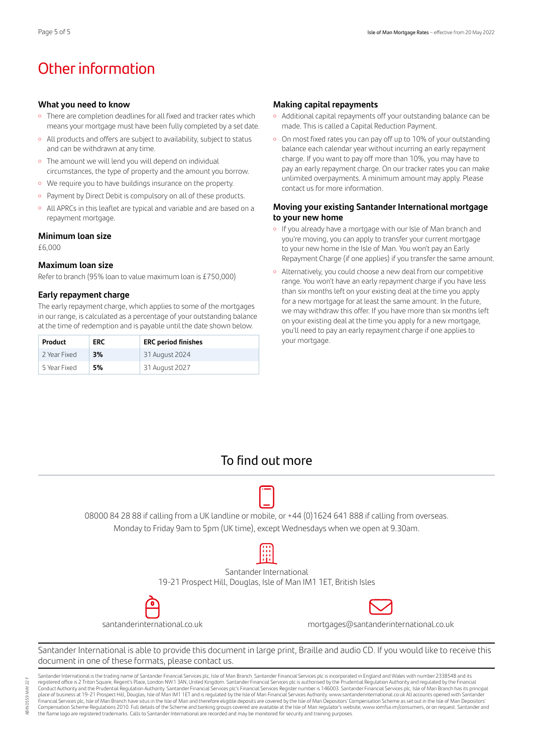# Other information

### What you need to know

- There are completion deadlines for all fixed and tracker rates which means your mortgage must have been fully completed by a set date.
- All products and offers are subject to availability, subject to status and can be withdrawn at any time.
- The amount we will lend you will depend on individual circumstances, the type of property and the amount you borrow.
- We require you to have buildings insurance on the property.
- Payment by Direct Debit is compulsory on all of these products.
- All APRCs in this leaflet are typical and variable and are based on a repayment mortgage.

### Minimum loan size

£6,000

### Maximum loan size

Refer to branch (95% loan to value maximum loan is £750,000)

### Early repayment charge

The early repayment charge, which applies to some of the mortgages in our range, is calculated as a percentage of your outstanding balance at the time of redemption and is payable until the date shown below.

| Product | ERC | ERC period finishes |
|---|---|---|
| 2 Year Fixed | **3%** | 31 August 2024 |
| 5 Year Fixed | **5%** | 31 August 2027 |

### Making capital repayments

- Additional capital repayments off your outstanding balance can be made. This is called a Capital Reduction Payment.
- On most fixed rates you can pay off up to 10% of your outstanding balance each calendar year without incurring an early repayment charge. If you want to pay off more than 10%, you may have to pay an early repayment charge. On our tracker rates you can make unlimited overpayments. A minimum amount may apply. Please contact us for more information.

### Moving your existing Santander International mortgage to your new home

- If you already have a mortgage with our Isle of Man branch and you're moving, you can apply to transfer your current mortgage to your new home in the Isle of Man. You won't pay an Early Repayment Charge (if one applies) if you transfer the same amount.
- Alternatively, you could choose a new deal from our competitive range. You won't have an early repayment charge if you have less than six months left on your existing deal at the time you apply for a new mortgage for at least the same amount. In the future, we may withdraw this offer. If you have more than six months left on your existing deal at the time you apply for a new mortgage, you'll need to pay an early repayment charge if one applies to your mortgage.

## To find out more

08000 84 28 88 if calling from a UK landline or mobile, or +44 (0)1624 641 888 if calling from overseas.
Monday to Friday 9am to 5pm (UK time), except Wednesdays when we open at 9.30am.

Santander International
19-21 Prospect Hill, Douglas, Isle of Man IM1 1ET, British Isles

santanderinternational.co.uk

mortgages@santanderinternational.co.uk

Santander International is able to provide this document in large print, Braille and audio CD. If you would like to receive this document in one of these formats, please contact us.

Santander International is the trading name of Santander Financial Services plc, Isle of Man Branch. Santander Financial Services plc is incorporated in England and Wales with number 2338548 and its registered office is 2 Triton Square, Regent's Place, London NW1 3AN, United Kingdom. Santander Financial Services plc is authorised by the Prudential Regulation Authority and regulated by the Financial Conduct Authority and the Prudential Regulation Authority. Santander Financial Services plc's Financial Services Register number is 146003. Santander Financial Services plc, Isle of Man Branch has its principal place of business at 19-21 Prospect Hill, Douglas, Isle of Man IM1 1ET and is regulated by the Isle of Man Financial Services Authority. www.santanderinternational.co.uk All accounts opened with Santander Financial Services plc, Isle of Man Branch have situs in the Isle of Man and therefore eligible deposits are covered by the Isle of Man Depositors' Compensation Scheme as set out in the Isle of Man Depositors' Compensation Scheme Regulations 2010. Full details of the Scheme and banking groups covered are available at the Isle of Man regulator's website, www.iomfsa.im/consumers, or on request. Santander and the flame logo are registered trademarks. Calls to Santander International are recorded and may be monitored for security and training purposes.

ABIN0559 MAY 22 F